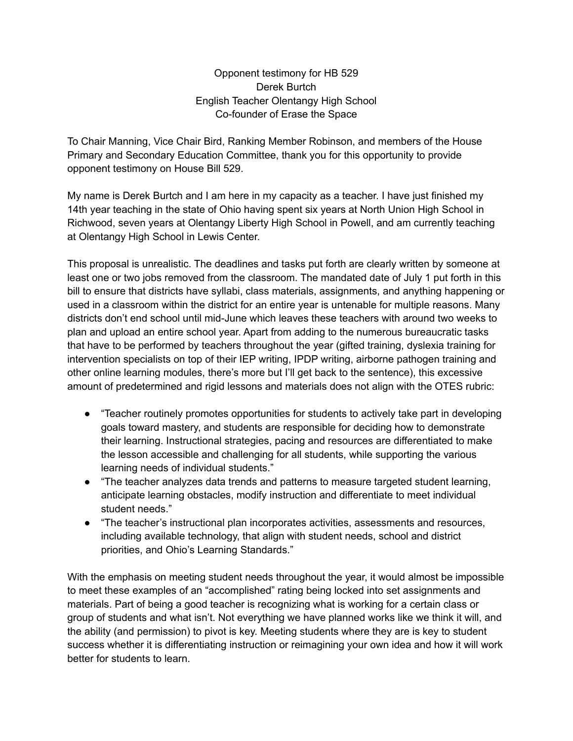Opponent testimony for HB 529
Derek Burtch
English Teacher Olentangy High School
Co-founder of Erase the Space

To Chair Manning, Vice Chair Bird, Ranking Member Robinson, and members of the House Primary and Secondary Education Committee, thank you for this opportunity to provide opponent testimony on House Bill 529.

My name is Derek Burtch and I am here in my capacity as a teacher. I have just finished my 14th year teaching in the state of Ohio having spent six years at North Union High School in Richwood, seven years at Olentangy Liberty High School in Powell, and am currently teaching at Olentangy High School in Lewis Center.

This proposal is unrealistic. The deadlines and tasks put forth are clearly written by someone at least one or two jobs removed from the classroom. The mandated date of July 1 put forth in this bill to ensure that districts have syllabi, class materials, assignments, and anything happening or used in a classroom within the district for an entire year is untenable for multiple reasons. Many districts don't end school until mid-June which leaves these teachers with around two weeks to plan and upload an entire school year. Apart from adding to the numerous bureaucratic tasks that have to be performed by teachers throughout the year (gifted training, dyslexia training for intervention specialists on top of their IEP writing, IPDP writing, airborne pathogen training and other online learning modules, there's more but I'll get back to the sentence), this excessive amount of predetermined and rigid lessons and materials does not align with the OTES rubric:

- "Teacher routinely promotes opportunities for students to actively take part in developing goals toward mastery, and students are responsible for deciding how to demonstrate their learning. Instructional strategies, pacing and resources are differentiated to make the lesson accessible and challenging for all students, while supporting the various learning needs of individual students."
- "The teacher analyzes data trends and patterns to measure targeted student learning, anticipate learning obstacles, modify instruction and differentiate to meet individual student needs."
- "The teacher's instructional plan incorporates activities, assessments and resources, including available technology, that align with student needs, school and district priorities, and Ohio's Learning Standards."

With the emphasis on meeting student needs throughout the year, it would almost be impossible to meet these examples of an "accomplished" rating being locked into set assignments and materials. Part of being a good teacher is recognizing what is working for a certain class or group of students and what isn't. Not everything we have planned works like we think it will, and the ability (and permission) to pivot is key. Meeting students where they are is key to student success whether it is differentiating instruction or reimagining your own idea and how it will work better for students to learn.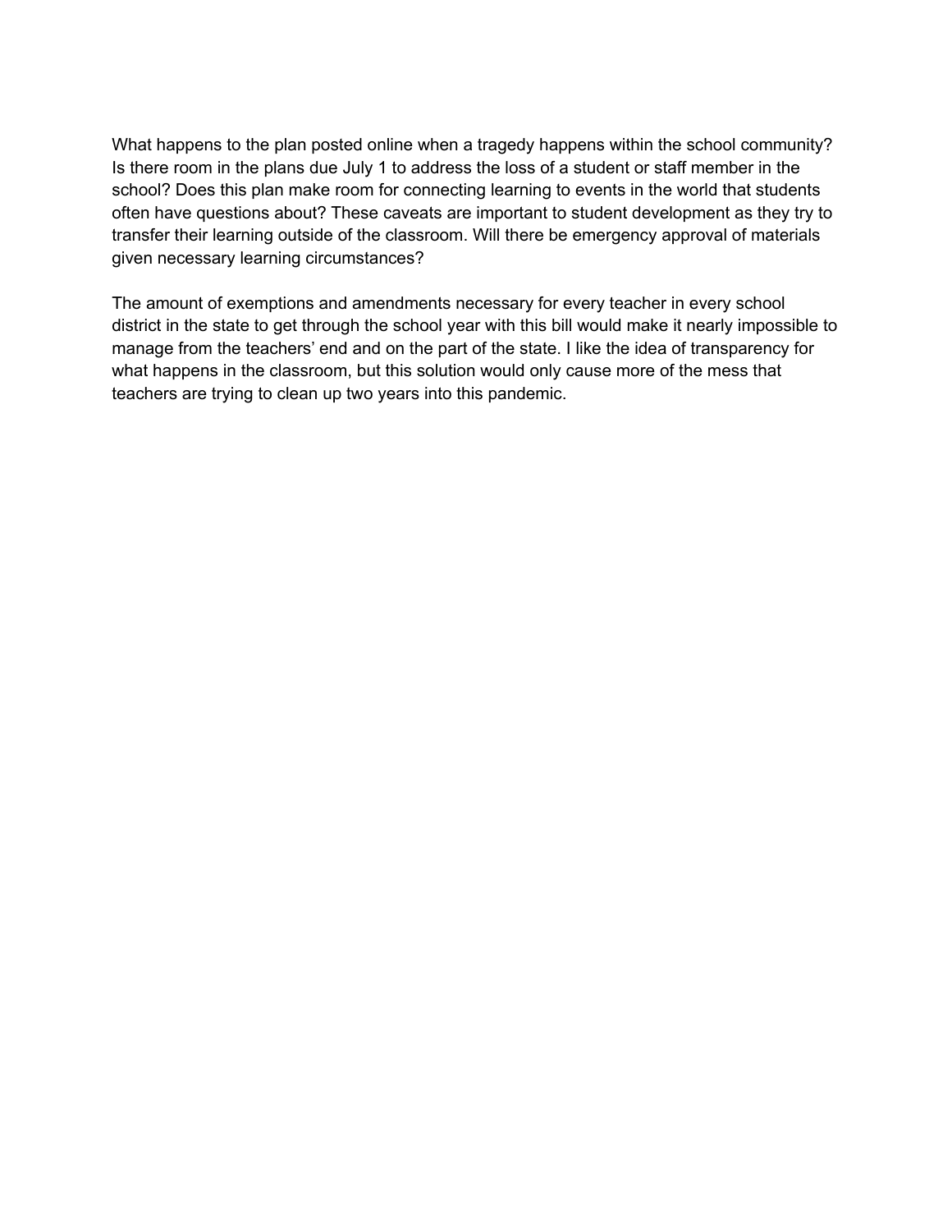What happens to the plan posted online when a tragedy happens within the school community? Is there room in the plans due July 1 to address the loss of a student or staff member in the school? Does this plan make room for connecting learning to events in the world that students often have questions about? These caveats are important to student development as they try to transfer their learning outside of the classroom. Will there be emergency approval of materials given necessary learning circumstances?

The amount of exemptions and amendments necessary for every teacher in every school district in the state to get through the school year with this bill would make it nearly impossible to manage from the teachers' end and on the part of the state. I like the idea of transparency for what happens in the classroom, but this solution would only cause more of the mess that teachers are trying to clean up two years into this pandemic.